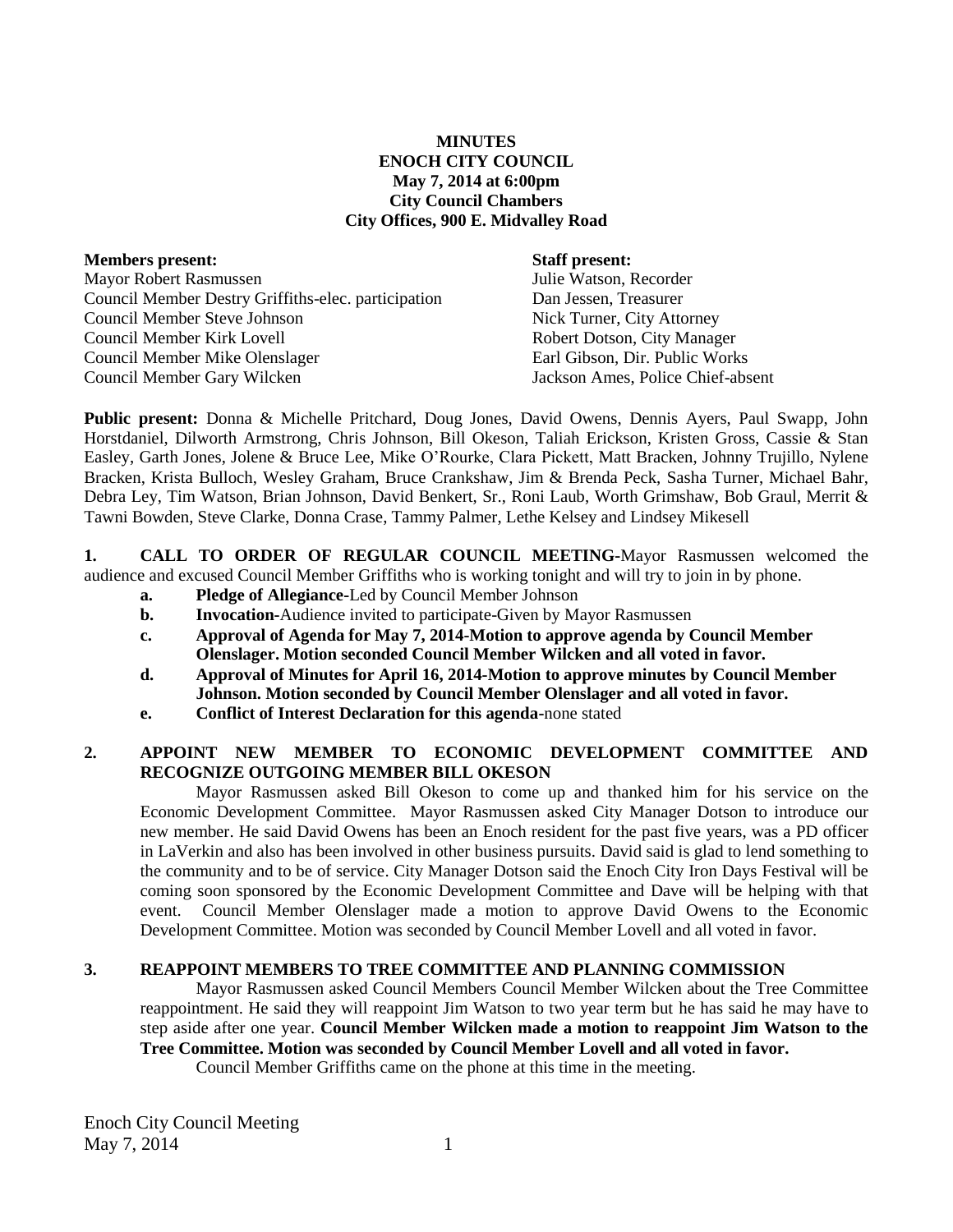**MINUTES**
**ENOCH CITY COUNCIL**
**May 7, 2014 at 6:00pm**
**City Council Chambers**
**City Offices, 900 E. Midvalley Road**

**Members present:**
Mayor Robert Rasmussen
Council Member Destry Griffiths-elec. participation
Council Member Steve Johnson
Council Member Kirk Lovell
Council Member Mike Olenslager
Council Member Gary Wilcken

**Staff present:**
Julie Watson, Recorder
Dan Jessen, Treasurer
Nick Turner, City Attorney
Robert Dotson, City Manager
Earl Gibson, Dir. Public Works
Jackson Ames, Police Chief-absent

**Public present:** Donna & Michelle Pritchard, Doug Jones, David Owens, Dennis Ayers, Paul Swapp, John Horstdaniel, Dilworth Armstrong, Chris Johnson, Bill Okeson, Taliah Erickson, Kristen Gross, Cassie & Stan Easley, Garth Jones, Jolene & Bruce Lee, Mike O'Rourke, Clara Pickett, Matt Bracken, Johnny Trujillo, Nylene Bracken, Krista Bulloch, Wesley Graham, Bruce Crankshaw, Jim & Brenda Peck, Sasha Turner, Michael Bahr, Debra Ley, Tim Watson, Brian Johnson, David Benkert, Sr., Roni Laub, Worth Grimshaw, Bob Graul, Merrit & Tawni Bowden, Steve Clarke, Donna Crase, Tammy Palmer, Lethe Kelsey and Lindsey Mikesell

**1. CALL TO ORDER OF REGULAR COUNCIL MEETING-**Mayor Rasmussen welcomed the audience and excused Council Member Griffiths who is working tonight and will try to join in by phone.

- **a. Pledge of Allegiance-**Led by Council Member Johnson
- **b. Invocation-**Audience invited to participate-Given by Mayor Rasmussen
- **c. Approval of Agenda for May 7, 2014-Motion to approve agenda by Council Member Olenslager. Motion seconded Council Member Wilcken and all voted in favor.**
- **d. Approval of Minutes for April 16, 2014-Motion to approve minutes by Council Member Johnson. Motion seconded by Council Member Olenslager and all voted in favor.**
- **e. Conflict of Interest Declaration for this agenda-**none stated

**2. APPOINT NEW MEMBER TO ECONOMIC DEVELOPMENT COMMITTEE AND RECOGNIZE OUTGOING MEMBER BILL OKESON**

Mayor Rasmussen asked Bill Okeson to come up and thanked him for his service on the Economic Development Committee. Mayor Rasmussen asked City Manager Dotson to introduce our new member. He said David Owens has been an Enoch resident for the past five years, was a PD officer in LaVerkin and also has been involved in other business pursuits. David said is glad to lend something to the community and to be of service. City Manager Dotson said the Enoch City Iron Days Festival will be coming soon sponsored by the Economic Development Committee and Dave will be helping with that event. Council Member Olenslager made a motion to approve David Owens to the Economic Development Committee. Motion was seconded by Council Member Lovell and all voted in favor.

**3. REAPPOINT MEMBERS TO TREE COMMITTEE AND PLANNING COMMISSION**

Mayor Rasmussen asked Council Members Council Member Wilcken about the Tree Committee reappointment. He said they will reappoint Jim Watson to two year term but he has said he may have to step aside after one year. **Council Member Wilcken made a motion to reappoint Jim Watson to the Tree Committee. Motion was seconded by Council Member Lovell and all voted in favor.**

Council Member Griffiths came on the phone at this time in the meeting.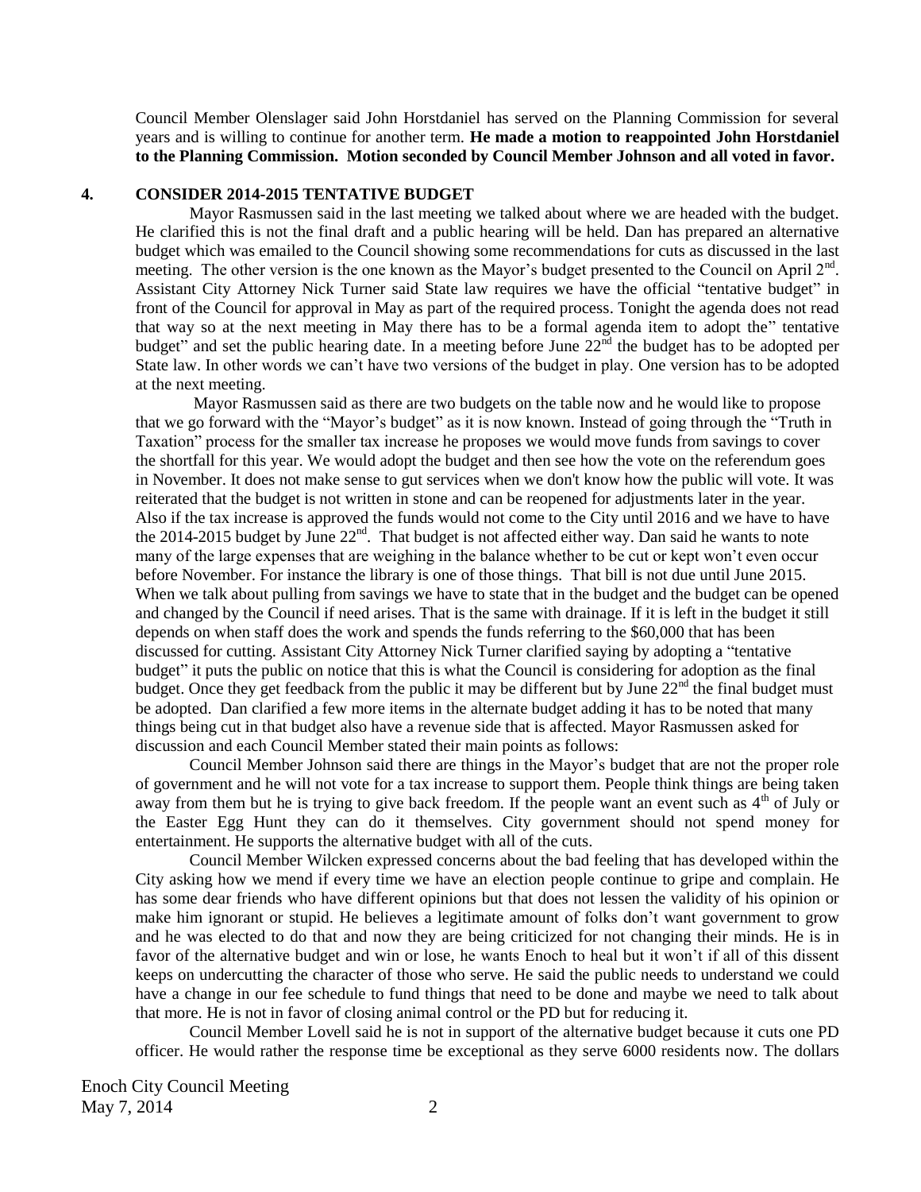Council Member Olenslager said John Horstdaniel has served on the Planning Commission for several years and is willing to continue for another term. **He made a motion to reappointed John Horstdaniel to the Planning Commission. Motion seconded by Council Member Johnson and all voted in favor.**

## 4. CONSIDER 2014-2015 TENTATIVE BUDGET

Mayor Rasmussen said in the last meeting we talked about where we are headed with the budget. He clarified this is not the final draft and a public hearing will be held. Dan has prepared an alternative budget which was emailed to the Council showing some recommendations for cuts as discussed in the last meeting. The other version is the one known as the Mayor's budget presented to the Council on April 2nd. Assistant City Attorney Nick Turner said State law requires we have the official "tentative budget" in front of the Council for approval in May as part of the required process. Tonight the agenda does not read that way so at the next meeting in May there has to be a formal agenda item to adopt the" tentative budget" and set the public hearing date. In a meeting before June 22nd the budget has to be adopted per State law. In other words we can't have two versions of the budget in play. One version has to be adopted at the next meeting.

Mayor Rasmussen said as there are two budgets on the table now and he would like to propose that we go forward with the "Mayor's budget" as it is now known. Instead of going through the "Truth in Taxation" process for the smaller tax increase he proposes we would move funds from savings to cover the shortfall for this year. We would adopt the budget and then see how the vote on the referendum goes in November. It does not make sense to gut services when we don't know how the public will vote. It was reiterated that the budget is not written in stone and can be reopened for adjustments later in the year. Also if the tax increase is approved the funds would not come to the City until 2016 and we have to have the 2014-2015 budget by June 22nd. That budget is not affected either way. Dan said he wants to note many of the large expenses that are weighing in the balance whether to be cut or kept won't even occur before November. For instance the library is one of those things. That bill is not due until June 2015. When we talk about pulling from savings we have to state that in the budget and the budget can be opened and changed by the Council if need arises. That is the same with drainage. If it is left in the budget it still depends on when staff does the work and spends the funds referring to the $60,000 that has been discussed for cutting. Assistant City Attorney Nick Turner clarified saying by adopting a "tentative budget" it puts the public on notice that this is what the Council is considering for adoption as the final budget. Once they get feedback from the public it may be different but by June 22nd the final budget must be adopted. Dan clarified a few more items in the alternate budget adding it has to be noted that many things being cut in that budget also have a revenue side that is affected. Mayor Rasmussen asked for discussion and each Council Member stated their main points as follows:

Council Member Johnson said there are things in the Mayor's budget that are not the proper role of government and he will not vote for a tax increase to support them. People think things are being taken away from them but he is trying to give back freedom. If the people want an event such as 4th of July or the Easter Egg Hunt they can do it themselves. City government should not spend money for entertainment. He supports the alternative budget with all of the cuts.

Council Member Wilcken expressed concerns about the bad feeling that has developed within the City asking how we mend if every time we have an election people continue to gripe and complain. He has some dear friends who have different opinions but that does not lessen the validity of his opinion or make him ignorant or stupid. He believes a legitimate amount of folks don't want government to grow and he was elected to do that and now they are being criticized for not changing their minds. He is in favor of the alternative budget and win or lose, he wants Enoch to heal but it won't if all of this dissent keeps on undercutting the character of those who serve. He said the public needs to understand we could have a change in our fee schedule to fund things that need to be done and maybe we need to talk about that more. He is not in favor of closing animal control or the PD but for reducing it.

Council Member Lovell said he is not in support of the alternative budget because it cuts one PD officer. He would rather the response time be exceptional as they serve 6000 residents now. The dollars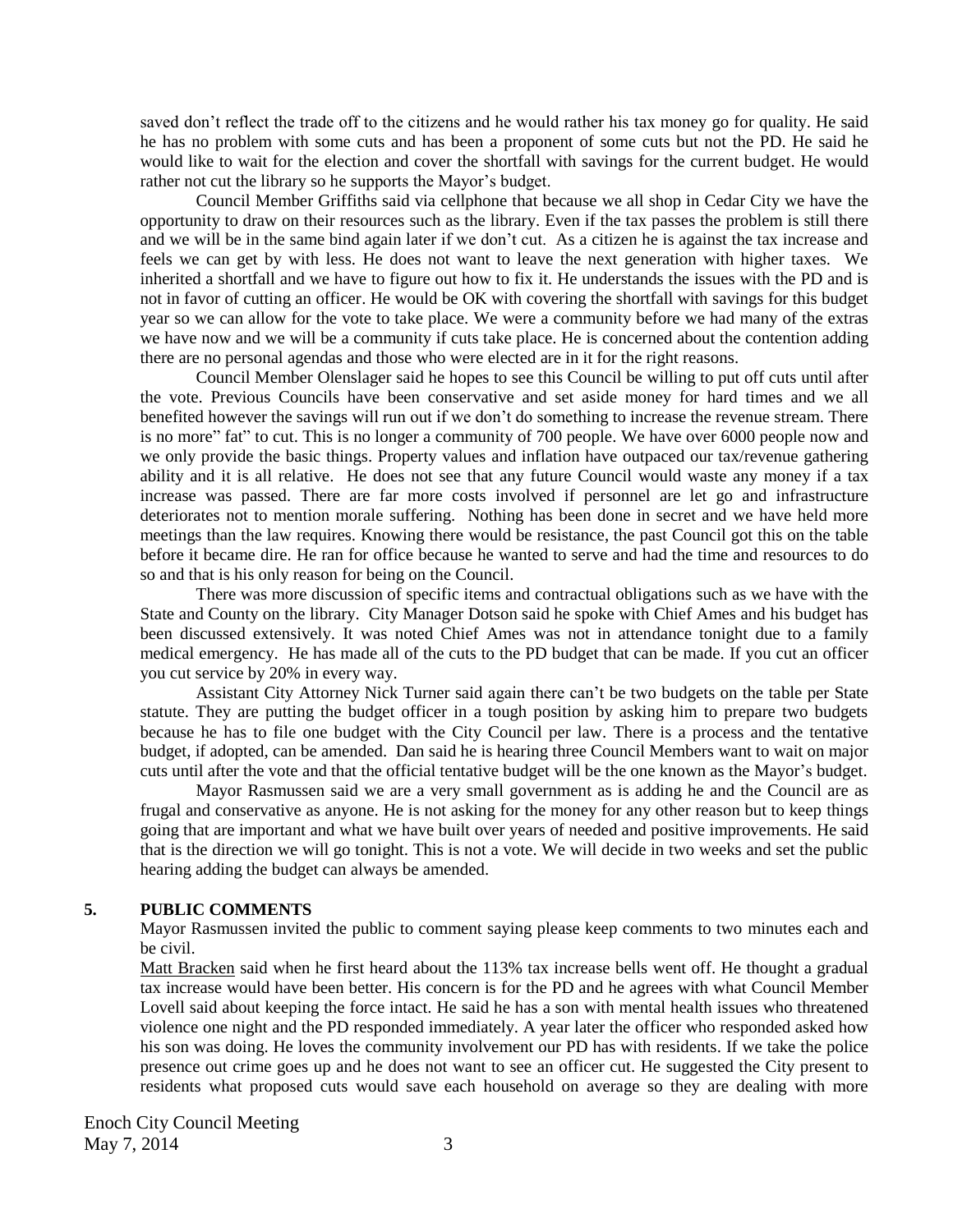saved don't reflect the trade off to the citizens and he would rather his tax money go for quality. He said he has no problem with some cuts and has been a proponent of some cuts but not the PD. He said he would like to wait for the election and cover the shortfall with savings for the current budget. He would rather not cut the library so he supports the Mayor's budget.

Council Member Griffiths said via cellphone that because we all shop in Cedar City we have the opportunity to draw on their resources such as the library. Even if the tax passes the problem is still there and we will be in the same bind again later if we don't cut. As a citizen he is against the tax increase and feels we can get by with less. He does not want to leave the next generation with higher taxes. We inherited a shortfall and we have to figure out how to fix it. He understands the issues with the PD and is not in favor of cutting an officer. He would be OK with covering the shortfall with savings for this budget year so we can allow for the vote to take place. We were a community before we had many of the extras we have now and we will be a community if cuts take place. He is concerned about the contention adding there are no personal agendas and those who were elected are in it for the right reasons.

Council Member Olenslager said he hopes to see this Council be willing to put off cuts until after the vote. Previous Councils have been conservative and set aside money for hard times and we all benefited however the savings will run out if we don't do something to increase the revenue stream. There is no more" fat" to cut. This is no longer a community of 700 people. We have over 6000 people now and we only provide the basic things. Property values and inflation have outpaced our tax/revenue gathering ability and it is all relative. He does not see that any future Council would waste any money if a tax increase was passed. There are far more costs involved if personnel are let go and infrastructure deteriorates not to mention morale suffering. Nothing has been done in secret and we have held more meetings than the law requires. Knowing there would be resistance, the past Council got this on the table before it became dire. He ran for office because he wanted to serve and had the time and resources to do so and that is his only reason for being on the Council.

There was more discussion of specific items and contractual obligations such as we have with the State and County on the library. City Manager Dotson said he spoke with Chief Ames and his budget has been discussed extensively. It was noted Chief Ames was not in attendance tonight due to a family medical emergency. He has made all of the cuts to the PD budget that can be made. If you cut an officer you cut service by 20% in every way.

Assistant City Attorney Nick Turner said again there can't be two budgets on the table per State statute. They are putting the budget officer in a tough position by asking him to prepare two budgets because he has to file one budget with the City Council per law. There is a process and the tentative budget, if adopted, can be amended. Dan said he is hearing three Council Members want to wait on major cuts until after the vote and that the official tentative budget will be the one known as the Mayor's budget.

Mayor Rasmussen said we are a very small government as is adding he and the Council are as frugal and conservative as anyone. He is not asking for the money for any other reason but to keep things going that are important and what we have built over years of needed and positive improvements. He said that is the direction we will go tonight. This is not a vote. We will decide in two weeks and set the public hearing adding the budget can always be amended.

## 5. PUBLIC COMMENTS

Mayor Rasmussen invited the public to comment saying please keep comments to two minutes each and be civil.

Matt Bracken said when he first heard about the 113% tax increase bells went off. He thought a gradual tax increase would have been better. His concern is for the PD and he agrees with what Council Member Lovell said about keeping the force intact. He said he has a son with mental health issues who threatened violence one night and the PD responded immediately. A year later the officer who responded asked how his son was doing. He loves the community involvement our PD has with residents. If we take the police presence out crime goes up and he does not want to see an officer cut. He suggested the City present to residents what proposed cuts would save each household on average so they are dealing with more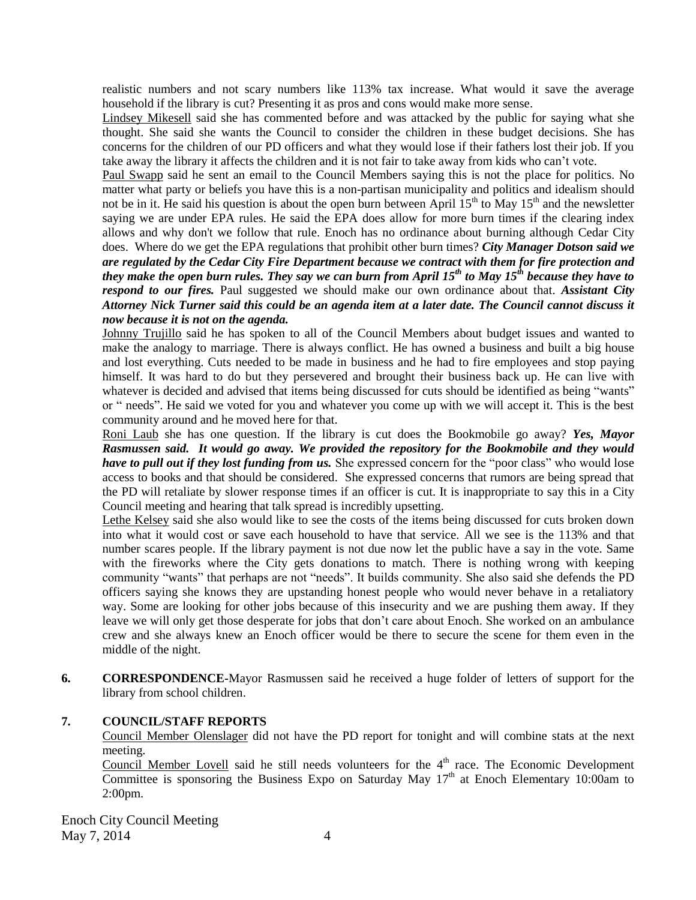realistic numbers and not scary numbers like 113% tax increase. What would it save the average household if the library is cut? Presenting it as pros and cons would make more sense.

<u>Lindsey Mikesell</u> said she has commented before and was attacked by the public for saying what she thought. She said she wants the Council to consider the children in these budget decisions. She has concerns for the children of our PD officers and what they would lose if their fathers lost their job. If you take away the library it affects the children and it is not fair to take away from kids who can't vote.

<u>Paul Swapp</u> said he sent an email to the Council Members saying this is not the place for politics. No matter what party or beliefs you have this is a non-partisan municipality and politics and idealism should not be in it. He said his question is about the open burn between April 15th to May 15th and the newsletter saying we are under EPA rules. He said the EPA does allow for more burn times if the clearing index allows and why don't we follow that rule. Enoch has no ordinance about burning although Cedar City does. Where do we get the EPA regulations that prohibit other burn times? ***City Manager Dotson said we are regulated by the Cedar City Fire Department because we contract with them for fire protection and they make the open burn rules. They say we can burn from April 15th to May 15th because they have to respond to our fires.*** Paul suggested we should make our own ordinance about that. ***Assistant City Attorney Nick Turner said this could be an agenda item at a later date. The Council cannot discuss it now because it is not on the agenda.***

<u>Johnny Trujillo</u> said he has spoken to all of the Council Members about budget issues and wanted to make the analogy to marriage. There is always conflict. He has owned a business and built a big house and lost everything. Cuts needed to be made in business and he had to fire employees and stop paying himself. It was hard to do but they persevered and brought their business back up. He can live with whatever is decided and advised that items being discussed for cuts should be identified as being "wants" or " needs". He said we voted for you and whatever you come up with we will accept it. This is the best community around and he moved here for that.

<u>Roni Laub</u> she has one question. If the library is cut does the Bookmobile go away? ***Yes, Mayor Rasmussen said. It would go away. We provided the repository for the Bookmobile and they would have to pull out if they lost funding from us.*** She expressed concern for the "poor class" who would lose access to books and that should be considered. She expressed concerns that rumors are being spread that the PD will retaliate by slower response times if an officer is cut. It is inappropriate to say this in a City Council meeting and hearing that talk spread is incredibly upsetting.

<u>Lethe Kelsey</u> said she also would like to see the costs of the items being discussed for cuts broken down into what it would cost or save each household to have that service. All we see is the 113% and that number scares people. If the library payment is not due now let the public have a say in the vote. Same with the fireworks where the City gets donations to match. There is nothing wrong with keeping community "wants" that perhaps are not "needs". It builds community. She also said she defends the PD officers saying she knows they are upstanding honest people who would never behave in a retaliatory way. Some are looking for other jobs because of this insecurity and we are pushing them away. If they leave we will only get those desperate for jobs that don't care about Enoch. She worked on an ambulance crew and she always knew an Enoch officer would be there to secure the scene for them even in the middle of the night.

**6. CORRESPONDENCE**-Mayor Rasmussen said he received a huge folder of letters of support for the library from school children.

**7. COUNCIL/STAFF REPORTS**

<u>Council Member Olenslager</u> did not have the PD report for tonight and will combine stats at the next meeting.

<u>Council Member Lovell</u> said he still needs volunteers for the 4th race. The Economic Development Committee is sponsoring the Business Expo on Saturday May 17th at Enoch Elementary 10:00am to 2:00pm.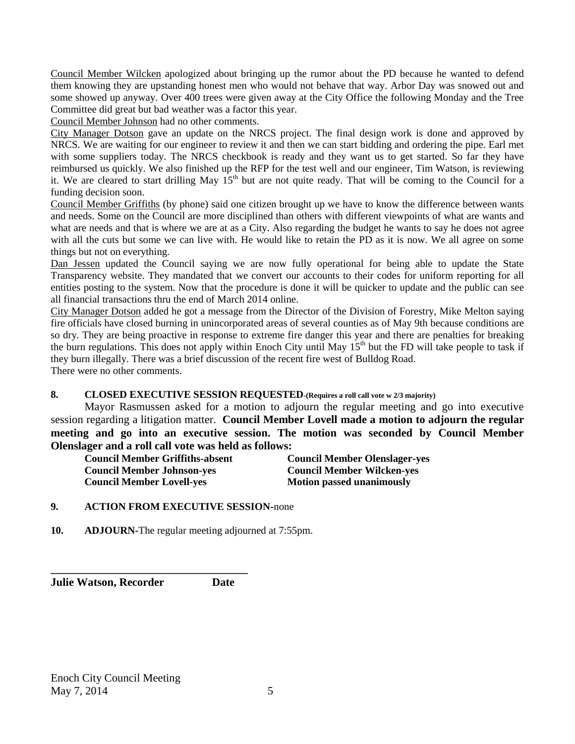Council Member Wilcken apologized about bringing up the rumor about the PD because he wanted to defend them knowing they are upstanding honest men who would not behave that way. Arbor Day was snowed out and some showed up anyway. Over 400 trees were given away at the City Office the following Monday and the Tree Committee did great but bad weather was a factor this year.

Council Member Johnson had no other comments.

City Manager Dotson gave an update on the NRCS project. The final design work is done and approved by NRCS. We are waiting for our engineer to review it and then we can start bidding and ordering the pipe. Earl met with some suppliers today. The NRCS checkbook is ready and they want us to get started. So far they have reimbursed us quickly. We also finished up the RFP for the test well and our engineer, Tim Watson, is reviewing it. We are cleared to start drilling May 15th but are not quite ready. That will be coming to the Council for a funding decision soon.

Council Member Griffiths (by phone) said one citizen brought up we have to know the difference between wants and needs. Some on the Council are more disciplined than others with different viewpoints of what are wants and what are needs and that is where we are at as a City. Also regarding the budget he wants to say he does not agree with all the cuts but some we can live with. He would like to retain the PD as it is now. We all agree on some things but not on everything.

Dan Jessen updated the Council saying we are now fully operational for being able to update the State Transparency website. They mandated that we convert our accounts to their codes for uniform reporting for all entities posting to the system. Now that the procedure is done it will be quicker to update and the public can see all financial transactions thru the end of March 2014 online.

City Manager Dotson added he got a message from the Director of the Division of Forestry, Mike Melton saying fire officials have closed burning in unincorporated areas of several counties as of May 9th because conditions are so dry. They are being proactive in response to extreme fire danger this year and there are penalties for breaking the burn regulations. This does not apply within Enoch City until May 15th but the FD will take people to task if they burn illegally. There was a brief discussion of the recent fire west of Bulldog Road.

There were no other comments.

**8. CLOSED EXECUTIVE SESSION REQUESTED-(Requires a roll call vote w 2/3 majority)**

Mayor Rasmussen asked for a motion to adjourn the regular meeting and go into executive session regarding a litigation matter. **Council Member Lovell made a motion to adjourn the regular meeting and go into an executive session. The motion was seconded by Council Member Olenslager and a roll call vote was held as follows:**

| | |
|---|---|
| **Council Member Griffiths-absent** | **Council Member Olenslager-yes** |
| **Council Member Johnson-yes** | **Council Member Wilcken-yes** |
| **Council Member Lovell-yes** | **Motion passed unanimously** |

**9. ACTION FROM EXECUTIVE SESSION-**none

**10. ADJOURN-**The regular meeting adjourned at 7:55pm.

\_\_\_\_\_\_\_\_\_\_\_\_\_\_\_\_\_\_\_\_\_\_\_\_\_\_\_\_\_\_\_\_\_\_\_\_

**Julie Watson, Recorder Date**

Enoch City Council Meeting
May 7, 2014